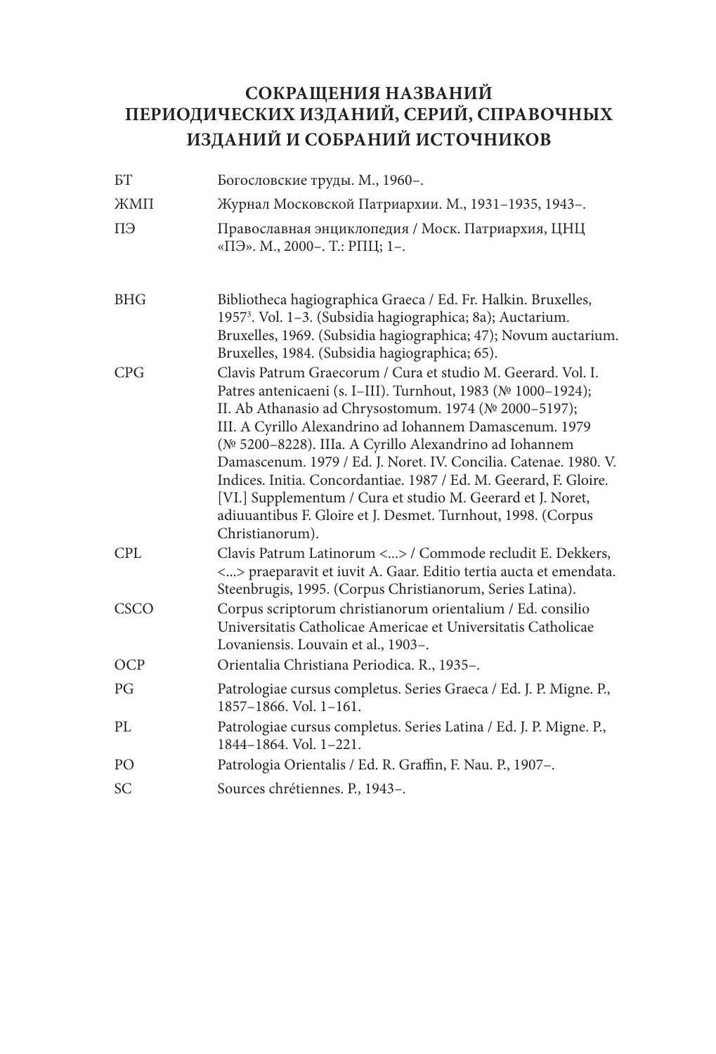# СОКРАЩЕНИЯ НАЗВАНИЙ ПЕРИОДИЧЕСКИХ ИЗДАНИЙ, СЕРИЙ, СПРАВОЧНЫХ ИЗДАНИЙ И СОБРАНИЙ ИСТОЧНИКОВ

| | |
|---|---|
| БТ | Богословские труды. М., 1960–. |
| ЖМП | Журнал Московской Патриархии. М., 1931–1935, 1943–. |
| ПЭ | Православная энциклопедия / Моск. Патриархия, ЦНЦ «ПЭ». М., 2000–. Т.: РПЦ; 1–. |
| BHG | Bibliotheca hagiographica Graeca / Ed. Fr. Halkin. Bruxelles, 1957[3]. Vol. 1–3. (Subsidia hagiographica; 8a); Auctarium. Bruxelles, 1969. (Subsidia hagiographica; 47); Novum auctarium. Bruxelles, 1984. (Subsidia hagiographica; 65). |
| CPG | Clavis Patrum Graecorum / Cura et studio M. Geerard. Vol. I. Patres antenicaeni (s. I–III). Turnhout, 1983 (№ 1000–1924); II. Ab Athanasio ad Chrysostomum. 1974 (№ 2000–5197); III. A Cyrillo Alexandrino ad Iohannem Damascenum. 1979 (№ 5200–8228). IIIa. A Cyrillo Alexandrino ad Iohannem Damascenum. 1979 / Ed. J. Noret. IV. Concilia. Catenae. 1980. V. Indices. Initia. Concordantiae. 1987 / Ed. M. Geerard, F. Gloire. [VI.] Supplementum / Cura et studio M. Geerard et J. Noret, adiuuantibus F. Gloire et J. Desmet. Turnhout, 1998. (Corpus Christianorum). |
| CPL | Clavis Patrum Latinorum <...> / Commode recludit E. Dekkers, <...> praeparavit et iuvit A. Gaar. Editio tertia aucta et emendata. Steenbrugis, 1995. (Corpus Christianorum, Series Latina). |
| CSCO | Corpus scriptorum christianorum orientalium / Ed. consilio Universitatis Catholicae Americae et Universitatis Catholicae Lovaniensis. Louvain et al., 1903–. |
| OCP | Orientalia Christiana Periodica. R., 1935–. |
| PG | Patrologiae cursus completus. Series Graeca / Ed. J. P. Migne. P., 1857–1866. Vol. 1–161. |
| PL | Patrologiae cursus completus. Series Latina / Ed. J. P. Migne. P., 1844–1864. Vol. 1–221. |
| PO | Patrologia Orientalis / Ed. R. Graffin, F. Nau. P., 1907–. |
| SC | Sources chrétiennes. P., 1943–. |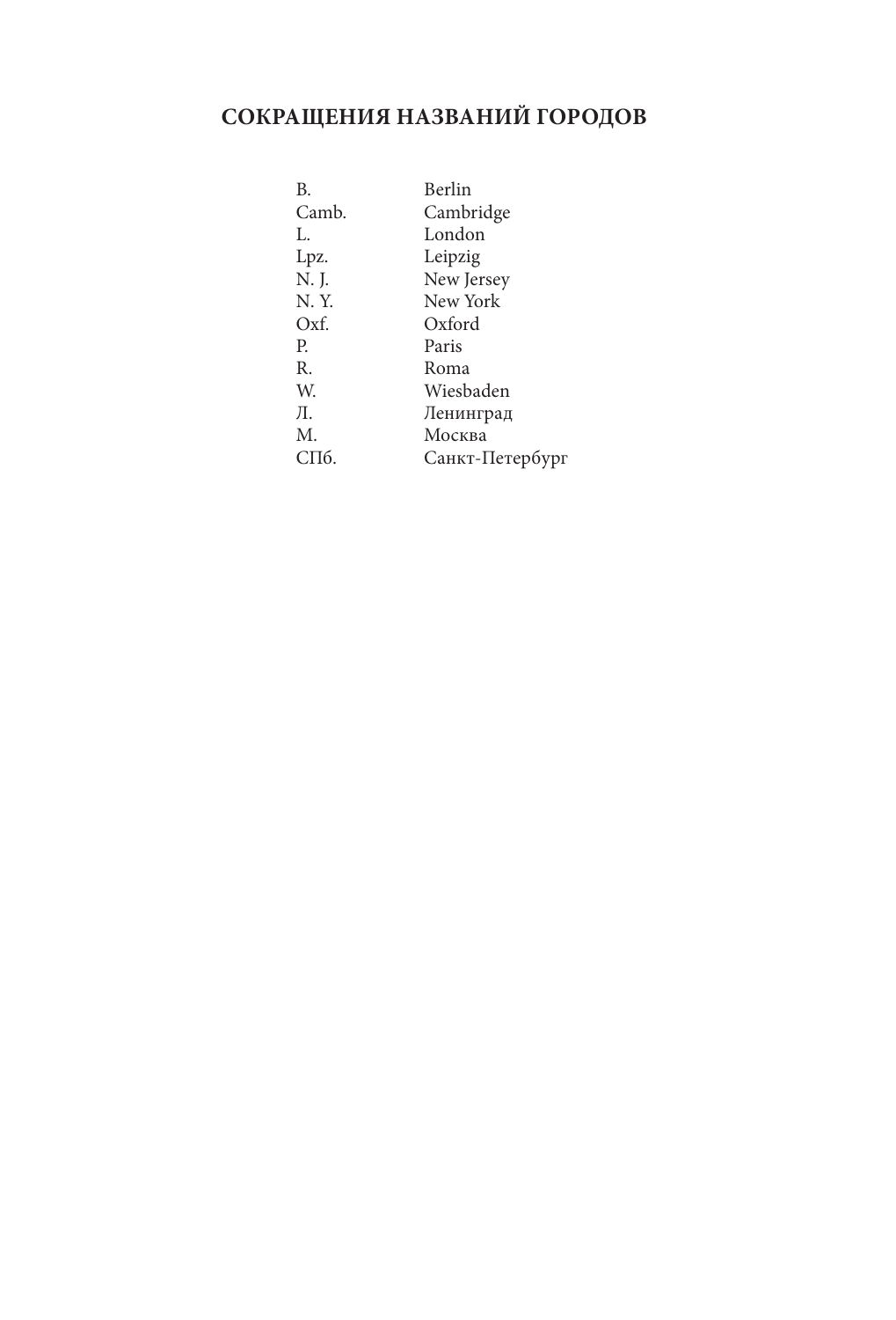## СОКРАЩЕНИЯ НАЗВАНИЙ ГОРОДОВ

| | |
|---|---|
| B. | Berlin |
| Camb. | Cambridge |
| L. | London |
| Lpz. | Leipzig |
| N. J. | New Jersey |
| N. Y. | New York |
| Oxf. | Oxford |
| P. | Paris |
| R. | Roma |
| W. | Wiesbaden |
| Л. | Ленинград |
| М. | Москва |
| СПб. | Санкт-Петербург |